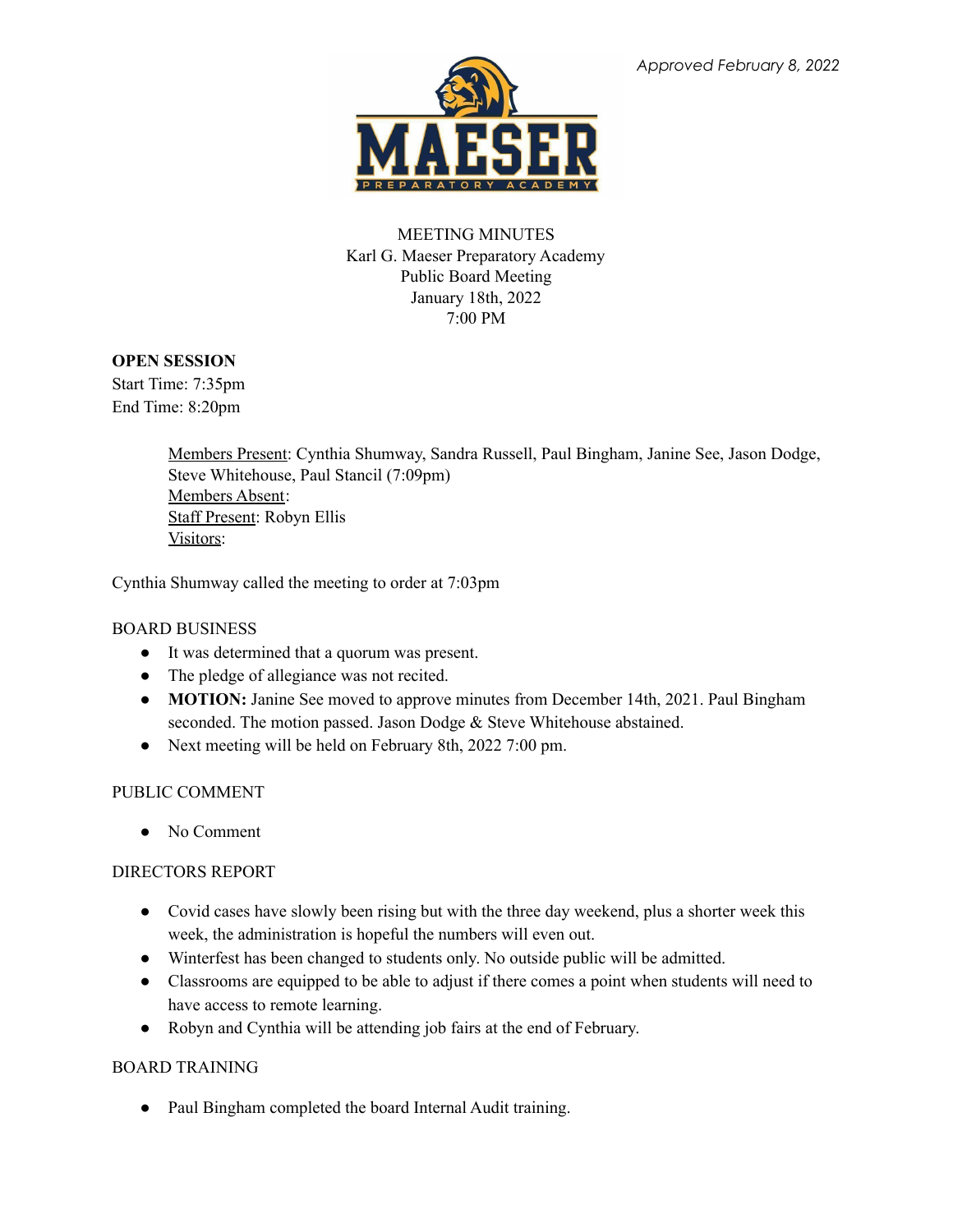*Approved February 8, 2022*

MEETING MINUTES
Karl G. Maeser Preparatory Academy
Public Board Meeting
January 18th, 2022
7:00 PM

**OPEN SESSION**
Start Time: 7:35pm
End Time: 8:20pm

Members Present: Cynthia Shumway, Sandra Russell, Paul Bingham, Janine See, Jason Dodge, Steve Whitehouse, Paul Stancil (7:09pm)
Members Absent:
Staff Present: Robyn Ellis
Visitors:

Cynthia Shumway called the meeting to order at 7:03pm

BOARD BUSINESS

- It was determined that a quorum was present.
- The pledge of allegiance was not recited.
- **MOTION:** Janine See moved to approve minutes from December 14th, 2021. Paul Bingham seconded. The motion passed. Jason Dodge & Steve Whitehouse abstained.
- Next meeting will be held on February 8th, 2022 7:00 pm.

PUBLIC COMMENT

- No Comment

DIRECTORS REPORT

- Covid cases have slowly been rising but with the three day weekend, plus a shorter week this week, the administration is hopeful the numbers will even out.
- Winterfest has been changed to students only. No outside public will be admitted.
- Classrooms are equipped to be able to adjust if there comes a point when students will need to have access to remote learning.
- Robyn and Cynthia will be attending job fairs at the end of February.

BOARD TRAINING

- Paul Bingham completed the board Internal Audit training.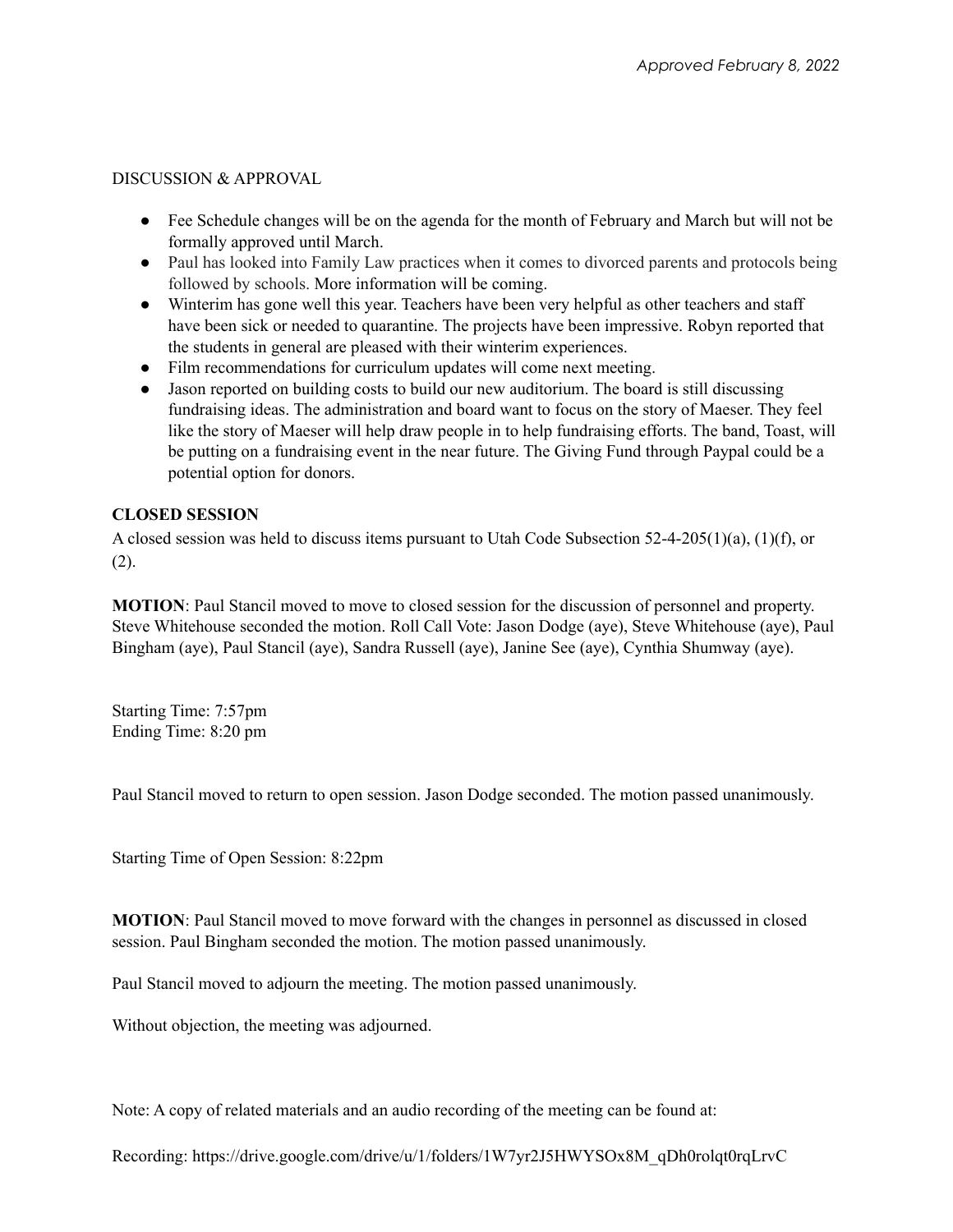*Approved February 8, 2022*

DISCUSSION & APPROVAL

- Fee Schedule changes will be on the agenda for the month of February and March but will not be formally approved until March.
- Paul has looked into Family Law practices when it comes to divorced parents and protocols being followed by schools. More information will be coming.
- Winterim has gone well this year. Teachers have been very helpful as other teachers and staff have been sick or needed to quarantine. The projects have been impressive. Robyn reported that the students in general are pleased with their winterim experiences.
- Film recommendations for curriculum updates will come next meeting.
- Jason reported on building costs to build our new auditorium. The board is still discussing fundraising ideas. The administration and board want to focus on the story of Maeser. They feel like the story of Maeser will help draw people in to help fundraising efforts. The band, Toast, will be putting on a fundraising event in the near future. The Giving Fund through Paypal could be a potential option for donors.

**CLOSED SESSION**

A closed session was held to discuss items pursuant to Utah Code Subsection 52-4-205(1)(a), (1)(f), or (2).

**MOTION**: Paul Stancil moved to move to closed session for the discussion of personnel and property. Steve Whitehouse seconded the motion. Roll Call Vote: Jason Dodge (aye), Steve Whitehouse (aye), Paul Bingham (aye), Paul Stancil (aye), Sandra Russell (aye), Janine See (aye), Cynthia Shumway (aye).

Starting Time: 7:57pm
Ending Time: 8:20 pm

Paul Stancil moved to return to open session. Jason Dodge seconded. The motion passed unanimously.

Starting Time of Open Session: 8:22pm

**MOTION**: Paul Stancil moved to move forward with the changes in personnel as discussed in closed session. Paul Bingham seconded the motion. The motion passed unanimously.

Paul Stancil moved to adjourn the meeting. The motion passed unanimously.

Without objection, the meeting was adjourned.

Note: A copy of related materials and an audio recording of the meeting can be found at:

Recording: https://drive.google.com/drive/u/1/folders/1W7yr2J5HWYSOx8M_qDh0rolqt0rqLrvC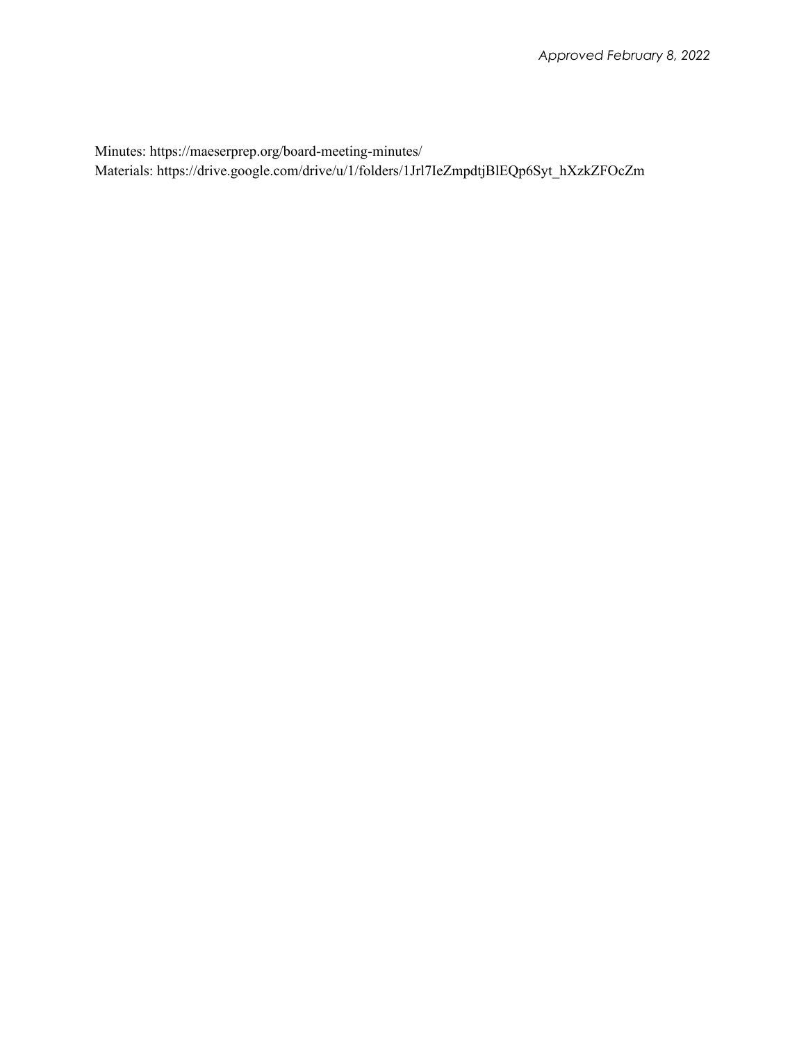Minutes: https://maeserprep.org/board-meeting-minutes/
Materials: https://drive.google.com/drive/u/1/folders/1Jrl7IeZmpdtjBlEQp6Syt_hXzkZFOcZm